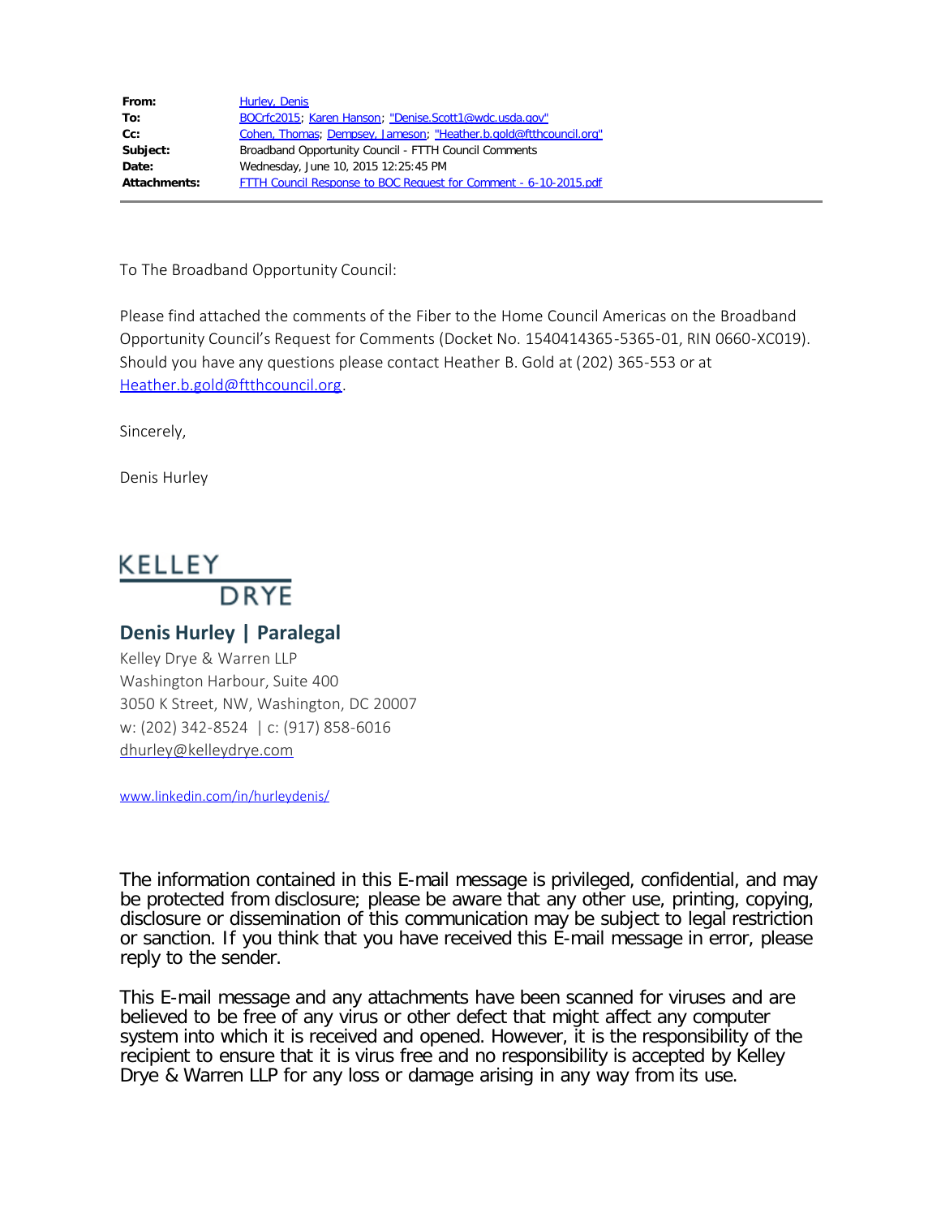| | |
|---|---|
| **From:** | Hurley, Denis |
| **To:** | BOCrfc2015; Karen Hanson; "Denise.Scott1@wdc.usda.gov" |
| **Cc:** | Cohen, Thomas; Dempsey, Jameson; "Heather.b.gold@ftthcouncil.org" |
| **Subject:** | Broadband Opportunity Council - FTTH Council Comments |
| **Date:** | Wednesday, June 10, 2015 12:25:45 PM |
| **Attachments:** | FTTH Council Response to BOC Request for Comment - 6-10-2015.pdf |

To The Broadband Opportunity Council:

Please find attached the comments of the Fiber to the Home Council Americas on the Broadband Opportunity Council's Request for Comments (Docket No. 1540414365-5365-01, RIN 0660-XC019). Should you have any questions please contact Heather B. Gold at (202) 365-553 or at Heather.b.gold@ftthcouncil.org.

Sincerely,

Denis Hurley

KELLEY
DRYE

**Denis Hurley | Paralegal**
Kelley Drye & Warren LLP
Washington Harbour, Suite 400
3050 K Street, NW, Washington, DC 20007
w: (202) 342-8524 | c: (917) 858-6016
dhurley@kelleydrye.com

www.linkedin.com/in/hurleydenis/

The information contained in this E-mail message is privileged, confidential, and may be protected from disclosure; please be aware that any other use, printing, copying, disclosure or dissemination of this communication may be subject to legal restriction or sanction. If you think that you have received this E-mail message in error, please reply to the sender.

This E-mail message and any attachments have been scanned for viruses and are believed to be free of any virus or other defect that might affect any computer system into which it is received and opened. However, it is the responsibility of the recipient to ensure that it is virus free and no responsibility is accepted by Kelley Drye & Warren LLP for any loss or damage arising in any way from its use.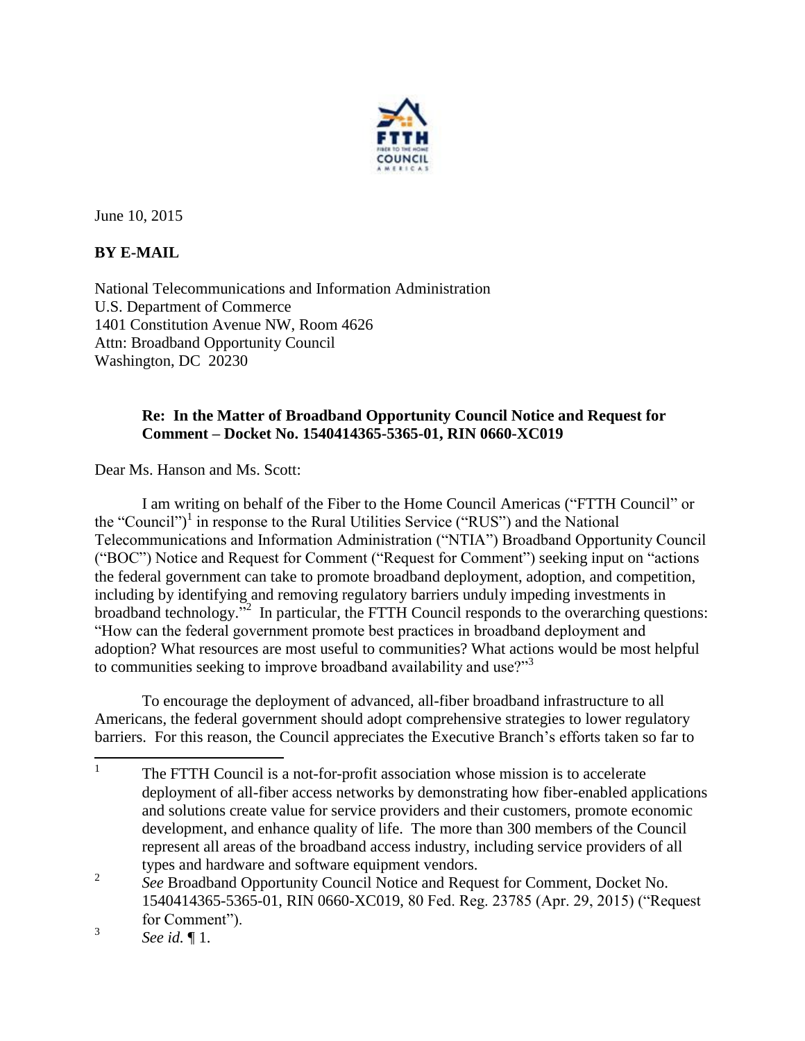June 10, 2015

**BY E-MAIL**

National Telecommunications and Information Administration
U.S. Department of Commerce
1401 Constitution Avenue NW, Room 4626
Attn: Broadband Opportunity Council
Washington, DC 20230

**Re: In the Matter of Broadband Opportunity Council Notice and Request for Comment – Docket No. 1540414365-5365-01, RIN 0660-XC019**

Dear Ms. Hanson and Ms. Scott:

I am writing on behalf of the Fiber to the Home Council Americas ("FTTH Council" or the "Council")[1] in response to the Rural Utilities Service ("RUS") and the National Telecommunications and Information Administration ("NTIA") Broadband Opportunity Council ("BOC") Notice and Request for Comment ("Request for Comment") seeking input on "actions the federal government can take to promote broadband deployment, adoption, and competition, including by identifying and removing regulatory barriers unduly impeding investments in broadband technology."[2] In particular, the FTTH Council responds to the overarching questions: "How can the federal government promote best practices in broadband deployment and adoption? What resources are most useful to communities? What actions would be most helpful to communities seeking to improve broadband availability and use?"[3]

To encourage the deployment of advanced, all-fiber broadband infrastructure to all Americans, the federal government should adopt comprehensive strategies to lower regulatory barriers. For this reason, the Council appreciates the Executive Branch's efforts taken so far to

---

[1] The FTTH Council is a not-for-profit association whose mission is to accelerate deployment of all-fiber access networks by demonstrating how fiber-enabled applications and solutions create value for service providers and their customers, promote economic development, and enhance quality of life. The more than 300 members of the Council represent all areas of the broadband access industry, including service providers of all types and hardware and software equipment vendors.

[2] *See* Broadband Opportunity Council Notice and Request for Comment, Docket No. 1540414365-5365-01, RIN 0660-XC019, 80 Fed. Reg. 23785 (Apr. 29, 2015) ("Request for Comment").

[3] *See id*. ¶ 1.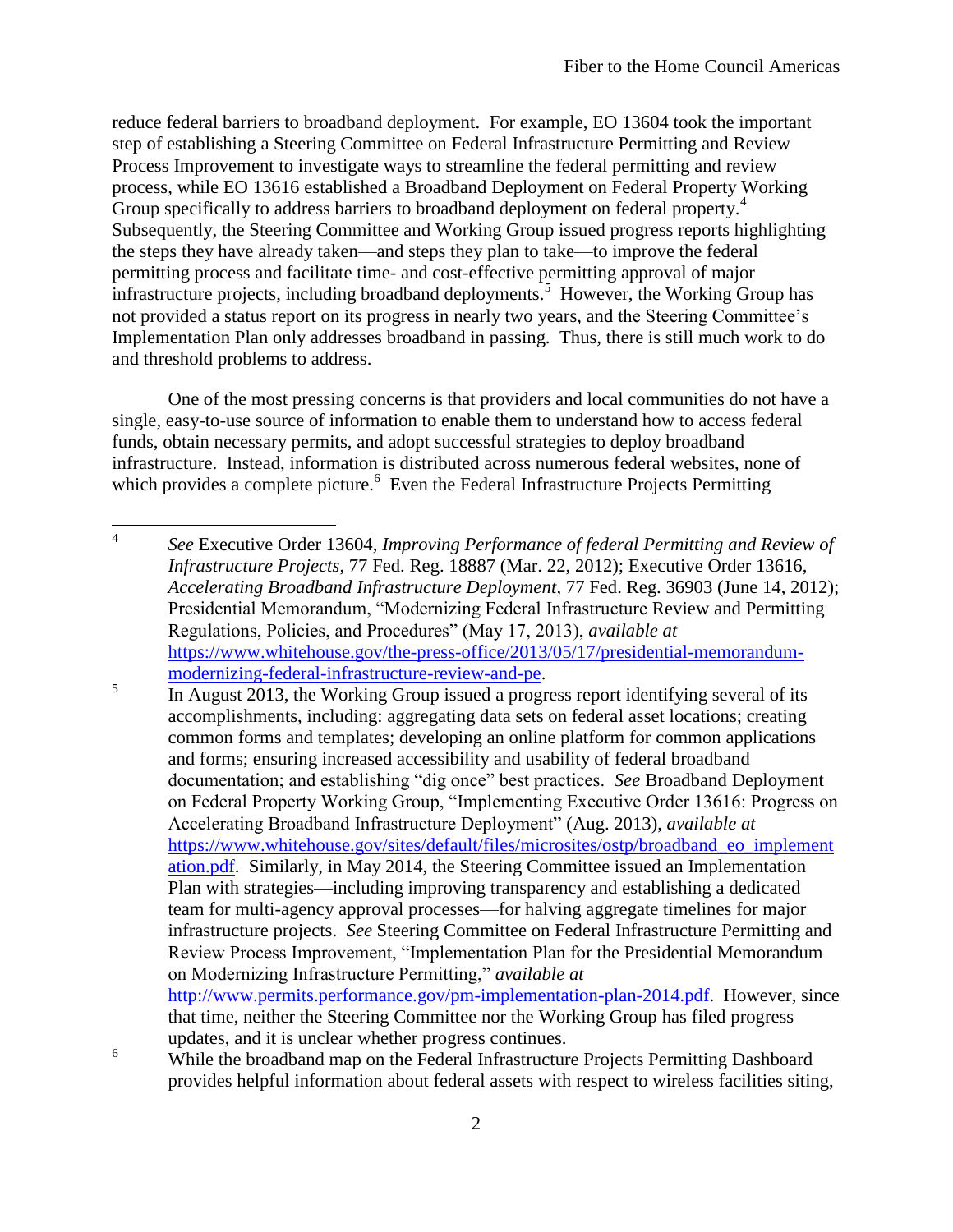reduce federal barriers to broadband deployment. For example, EO 13604 took the important step of establishing a Steering Committee on Federal Infrastructure Permitting and Review Process Improvement to investigate ways to streamline the federal permitting and review process, while EO 13616 established a Broadband Deployment on Federal Property Working Group specifically to address barriers to broadband deployment on federal property.[4] Subsequently, the Steering Committee and Working Group issued progress reports highlighting the steps they have already taken—and steps they plan to take—to improve the federal permitting process and facilitate time- and cost-effective permitting approval of major infrastructure projects, including broadband deployments.[5] However, the Working Group has not provided a status report on its progress in nearly two years, and the Steering Committee's Implementation Plan only addresses broadband in passing. Thus, there is still much work to do and threshold problems to address.

One of the most pressing concerns is that providers and local communities do not have a single, easy-to-use source of information to enable them to understand how to access federal funds, obtain necessary permits, and adopt successful strategies to deploy broadband infrastructure. Instead, information is distributed across numerous federal websites, none of which provides a complete picture.[6] Even the Federal Infrastructure Projects Permitting

---

[4] *See* Executive Order 13604, *Improving Performance of federal Permitting and Review of Infrastructure Projects*, 77 Fed. Reg. 18887 (Mar. 22, 2012); Executive Order 13616, *Accelerating Broadband Infrastructure Deployment*, 77 Fed. Reg. 36903 (June 14, 2012); Presidential Memorandum, "Modernizing Federal Infrastructure Review and Permitting Regulations, Policies, and Procedures" (May 17, 2013), *available at* https://www.whitehouse.gov/the-press-office/2013/05/17/presidential-memorandum-modernizing-federal-infrastructure-review-and-pe.

[5] In August 2013, the Working Group issued a progress report identifying several of its accomplishments, including: aggregating data sets on federal asset locations; creating common forms and templates; developing an online platform for common applications and forms; ensuring increased accessibility and usability of federal broadband documentation; and establishing "dig once" best practices. *See* Broadband Deployment on Federal Property Working Group, "Implementing Executive Order 13616: Progress on Accelerating Broadband Infrastructure Deployment" (Aug. 2013), *available at* https://www.whitehouse.gov/sites/default/files/microsites/ostp/broadband_eo_implementation.pdf. Similarly, in May 2014, the Steering Committee issued an Implementation Plan with strategies—including improving transparency and establishing a dedicated team for multi-agency approval processes—for halving aggregate timelines for major infrastructure projects. *See* Steering Committee on Federal Infrastructure Permitting and Review Process Improvement, "Implementation Plan for the Presidential Memorandum on Modernizing Infrastructure Permitting," *available at* http://www.permits.performance.gov/pm-implementation-plan-2014.pdf. However, since that time, neither the Steering Committee nor the Working Group has filed progress updates, and it is unclear whether progress continues.

[6] While the broadband map on the Federal Infrastructure Projects Permitting Dashboard provides helpful information about federal assets with respect to wireless facilities siting,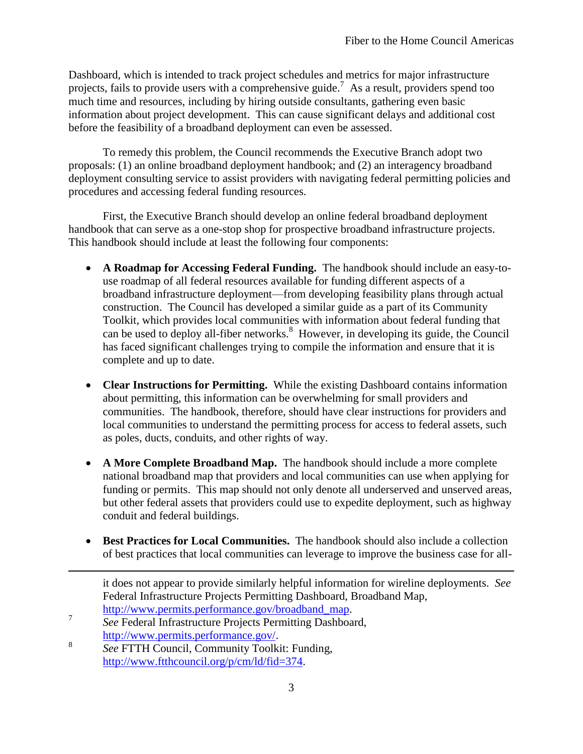Dashboard, which is intended to track project schedules and metrics for major infrastructure projects, fails to provide users with a comprehensive guide.[7] As a result, providers spend too much time and resources, including by hiring outside consultants, gathering even basic information about project development. This can cause significant delays and additional cost before the feasibility of a broadband deployment can even be assessed.

To remedy this problem, the Council recommends the Executive Branch adopt two proposals: (1) an online broadband deployment handbook; and (2) an interagency broadband deployment consulting service to assist providers with navigating federal permitting policies and procedures and accessing federal funding resources.

First, the Executive Branch should develop an online federal broadband deployment handbook that can serve as a one-stop shop for prospective broadband infrastructure projects. This handbook should include at least the following four components:

- **A Roadmap for Accessing Federal Funding.** The handbook should include an easy-to-use roadmap of all federal resources available for funding different aspects of a broadband infrastructure deployment—from developing feasibility plans through actual construction. The Council has developed a similar guide as a part of its Community Toolkit, which provides local communities with information about federal funding that can be used to deploy all-fiber networks.[8] However, in developing its guide, the Council has faced significant challenges trying to compile the information and ensure that it is complete and up to date.

- **Clear Instructions for Permitting.** While the existing Dashboard contains information about permitting, this information can be overwhelming for small providers and communities. The handbook, therefore, should have clear instructions for providers and local communities to understand the permitting process for access to federal assets, such as poles, ducts, conduits, and other rights of way.

- **A More Complete Broadband Map.** The handbook should include a more complete national broadband map that providers and local communities can use when applying for funding or permits. This map should not only denote all underserved and unserved areas, but other federal assets that providers could use to expedite deployment, such as highway conduit and federal buildings.

- **Best Practices for Local Communities.** The handbook should also include a collection of best practices that local communities can leverage to improve the business case for all-

---

it does not appear to provide similarly helpful information for wireline deployments. *See* Federal Infrastructure Projects Permitting Dashboard, Broadband Map, http://www.permits.performance.gov/broadband_map.

[7] *See* Federal Infrastructure Projects Permitting Dashboard, http://www.permits.performance.gov/.

[8] *See* FTTH Council, Community Toolkit: Funding, http://www.ftthcouncil.org/p/cm/ld/fid=374.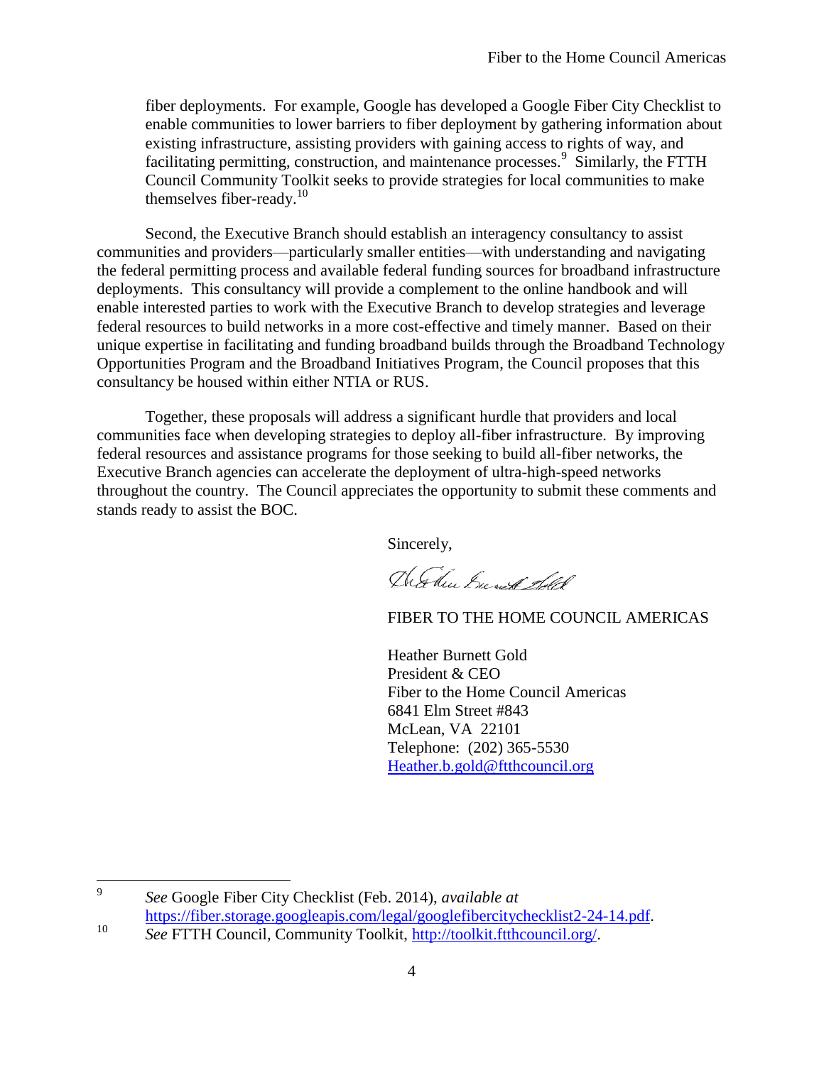fiber deployments. For example, Google has developed a Google Fiber City Checklist to enable communities to lower barriers to fiber deployment by gathering information about existing infrastructure, assisting providers with gaining access to rights of way, and facilitating permitting, construction, and maintenance processes.[9] Similarly, the FTTH Council Community Toolkit seeks to provide strategies for local communities to make themselves fiber-ready.[10]

Second, the Executive Branch should establish an interagency consultancy to assist communities and providers—particularly smaller entities—with understanding and navigating the federal permitting process and available federal funding sources for broadband infrastructure deployments. This consultancy will provide a complement to the online handbook and will enable interested parties to work with the Executive Branch to develop strategies and leverage federal resources to build networks in a more cost-effective and timely manner. Based on their unique expertise in facilitating and funding broadband builds through the Broadband Technology Opportunities Program and the Broadband Initiatives Program, the Council proposes that this consultancy be housed within either NTIA or RUS.

Together, these proposals will address a significant hurdle that providers and local communities face when developing strategies to deploy all-fiber infrastructure. By improving federal resources and assistance programs for those seeking to build all-fiber networks, the Executive Branch agencies can accelerate the deployment of ultra-high-speed networks throughout the country. The Council appreciates the opportunity to submit these comments and stands ready to assist the BOC.

Sincerely,

FIBER TO THE HOME COUNCIL AMERICAS

Heather Burnett Gold
President & CEO
Fiber to the Home Council Americas
6841 Elm Street #843
McLean, VA 22101
Telephone: (202) 365-5530
Heather.b.gold@ftthcouncil.org

---

[9] *See* Google Fiber City Checklist (Feb. 2014), *available at* https://fiber.storage.googleapis.com/legal/googlefibercitychecklist2-24-14.pdf.

[10] *See* FTTH Council, Community Toolkit, http://toolkit.ftthcouncil.org/.